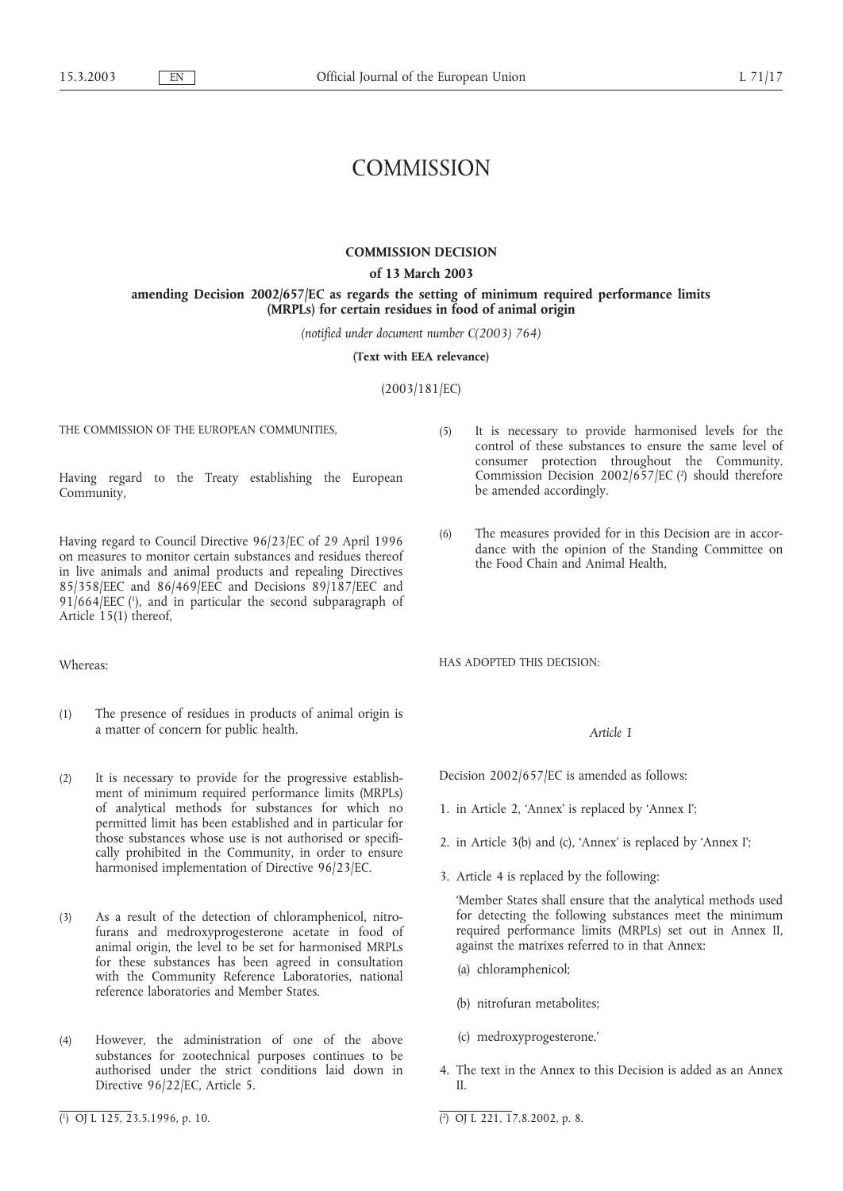# COMMISSION

## COMMISSION DECISION

### of 13 March 2003

### amending Decision 2002/657/EC as regards the setting of minimum required performance limits (MRPLs) for certain residues in food of animal origin

*(notified under document number C(2003) 764)*

**(Text with EEA relevance)**

(2003/181/EC)

THE COMMISSION OF THE EUROPEAN COMMUNITIES,

Having regard to the Treaty establishing the European Community,

Having regard to Council Directive 96/23/EC of 29 April 1996 on measures to monitor certain substances and residues thereof in live animals and animal products and repealing Directives 85/358/EEC and 86/469/EEC and Decisions 89/187/EEC and 91/664/EEC [1], and in particular the second subparagraph of Article 15(1) thereof,

Whereas:

(1) The presence of residues in products of animal origin is a matter of concern for public health.

(2) It is necessary to provide for the progressive establishment of minimum required performance limits (MRPLs) of analytical methods for substances for which no permitted limit has been established and in particular for those substances whose use is not authorised or specifically prohibited in the Community, in order to ensure harmonised implementation of Directive 96/23/EC.

(3) As a result of the detection of chloramphenicol, nitrofurans and medroxyprogesterone acetate in food of animal origin, the level to be set for harmonised MRPLs for these substances has been agreed in consultation with the Community Reference Laboratories, national reference laboratories and Member States.

(4) However, the administration of one of the above substances for zootechnical purposes continues to be authorised under the strict conditions laid down in Directive 96/22/EC, Article 5.

(5) It is necessary to provide harmonised levels for the control of these substances to ensure the same level of consumer protection throughout the Community. Commission Decision 2002/657/EC [2] should therefore be amended accordingly.

(6) The measures provided for in this Decision are in accordance with the opinion of the Standing Committee on the Food Chain and Animal Health,

HAS ADOPTED THIS DECISION:

*Article 1*

Decision 2002/657/EC is amended as follows:

1. in Article 2, 'Annex' is replaced by 'Annex I';

2. in Article 3(b) and (c), 'Annex' is replaced by 'Annex I';

3. Article 4 is replaced by the following:

   'Member States shall ensure that the analytical methods used for detecting the following substances meet the minimum required performance limits (MRPLs) set out in Annex II, against the matrixes referred to in that Annex:

   (a) chloramphenicol;

   (b) nitrofuran metabolites;

   (c) medroxyprogesterone.'

4. The text in the Annex to this Decision is added as an Annex II.

---

[1] OJ L 125, 23.5.1996, p. 10.

[2] OJ L 221, 17.8.2002, p. 8.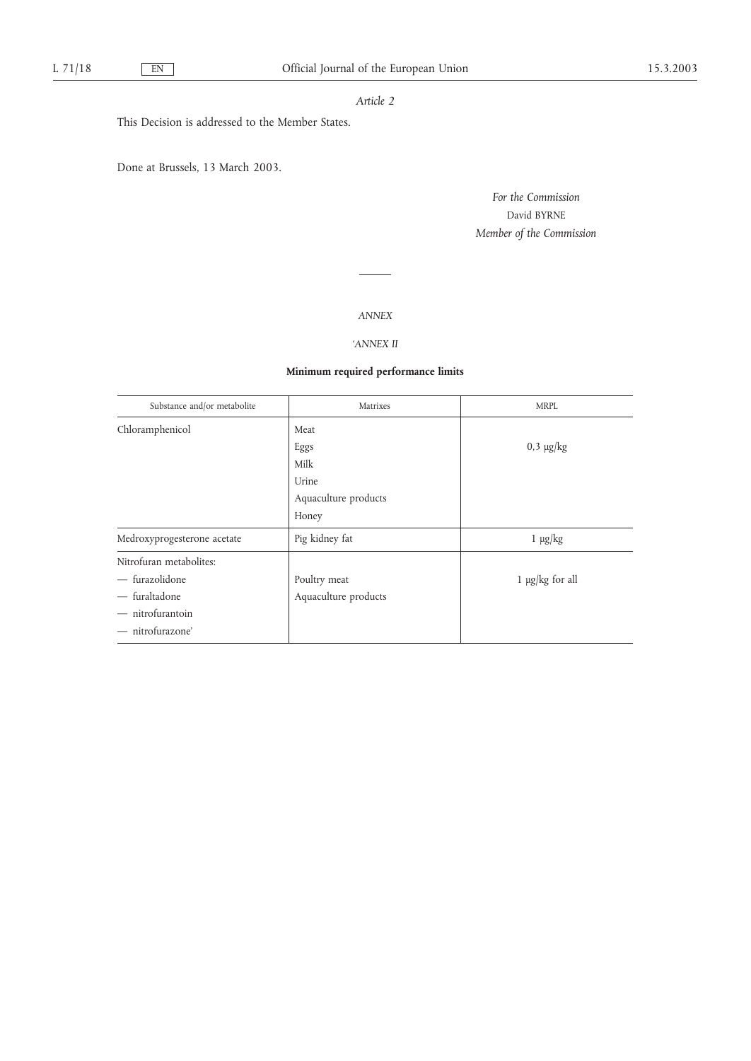*Article 2*

This Decision is addressed to the Member States.

Done at Brussels, 13 March 2003.

*For the Commission*

David BYRNE

*Member of the Commission*

*ANNEX*

*'ANNEX II*

**Minimum required performance limits**

| Substance and/or metabolite | Matrixes | MRPL |
|---|---|---|
| Chloramphenicol | Meat<br>Eggs<br>Milk<br>Urine<br>Aquaculture products<br>Honey | 0,3 μg/kg |
| Medroxyprogesterone acetate | Pig kidney fat | 1 μg/kg |
| Nitrofuran metabolites:<br>— furazolidone<br>— furaltadone<br>— nitrofurantoin<br>— nitrofurazone' | Poultry meat<br>Aquaculture products | 1 μg/kg for all |